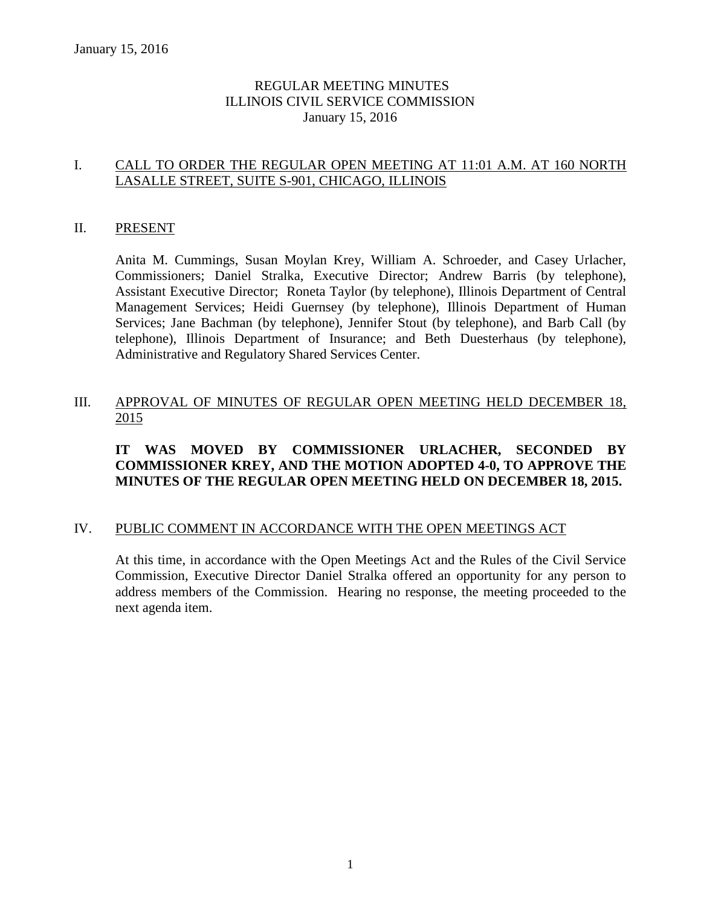# REGULAR MEETING MINUTES
# ILLINOIS CIVIL SERVICE COMMISSION
# January 15, 2016

## I. CALL TO ORDER THE REGULAR OPEN MEETING AT 11:01 A.M. AT 160 NORTH LASALLE STREET, SUITE S-901, CHICAGO, ILLINOIS

## II. PRESENT

Anita M. Cummings, Susan Moylan Krey, William A. Schroeder, and Casey Urlacher, Commissioners; Daniel Stralka, Executive Director; Andrew Barris (by telephone), Assistant Executive Director; Roneta Taylor (by telephone), Illinois Department of Central Management Services; Heidi Guernsey (by telephone), Illinois Department of Human Services; Jane Bachman (by telephone), Jennifer Stout (by telephone), and Barb Call (by telephone), Illinois Department of Insurance; and Beth Duesterhaus (by telephone), Administrative and Regulatory Shared Services Center.

## III. APPROVAL OF MINUTES OF REGULAR OPEN MEETING HELD DECEMBER 18, 2015

**IT WAS MOVED BY COMMISSIONER URLACHER, SECONDED BY COMMISSIONER KREY, AND THE MOTION ADOPTED 4-0, TO APPROVE THE MINUTES OF THE REGULAR OPEN MEETING HELD ON DECEMBER 18, 2015.**

## IV. PUBLIC COMMENT IN ACCORDANCE WITH THE OPEN MEETINGS ACT

At this time, in accordance with the Open Meetings Act and the Rules of the Civil Service Commission, Executive Director Daniel Stralka offered an opportunity for any person to address members of the Commission. Hearing no response, the meeting proceeded to the next agenda item.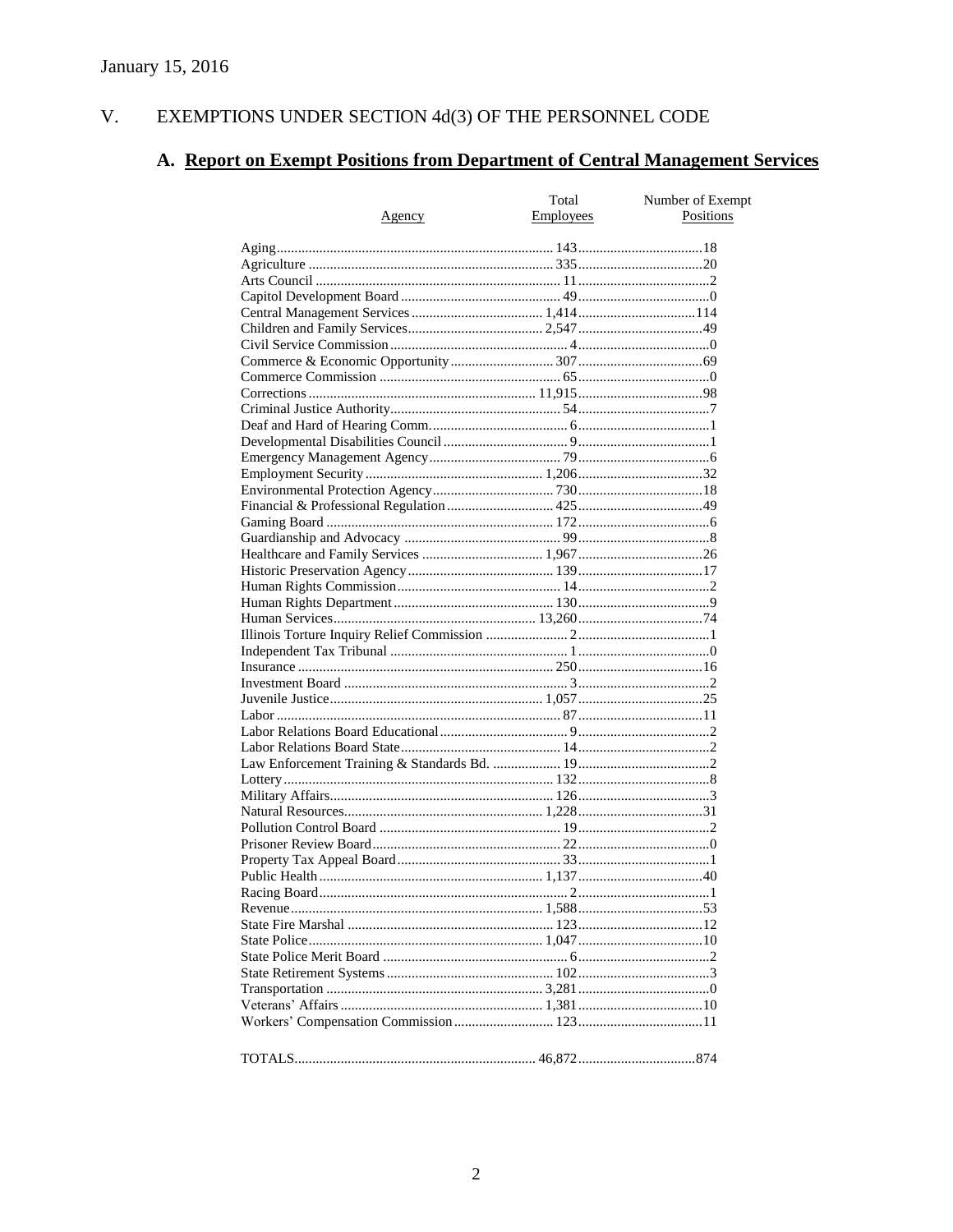January 15, 2016

## V. EXEMPTIONS UNDER SECTION 4d(3) OF THE PERSONNEL CODE

### A. Report on Exempt Positions from Department of Central Management Services

| Agency | Total Employees | Number of Exempt Positions |
|---|---|---|
| Aging | 143 | 18 |
| Agriculture | 335 | 20 |
| Arts Council | 11 | 2 |
| Capitol Development Board | 49 | 0 |
| Central Management Services | 1,414 | 114 |
| Children and Family Services | 2,547 | 49 |
| Civil Service Commission | 4 | 0 |
| Commerce & Economic Opportunity | 307 | 69 |
| Commerce Commission | 65 | 0 |
| Corrections | 11,915 | 98 |
| Criminal Justice Authority | 54 | 7 |
| Deaf and Hard of Hearing Comm. | 6 | 1 |
| Developmental Disabilities Council | 9 | 1 |
| Emergency Management Agency | 79 | 6 |
| Employment Security | 1,206 | 32 |
| Environmental Protection Agency | 730 | 18 |
| Financial & Professional Regulation | 425 | 49 |
| Gaming Board | 172 | 6 |
| Guardianship and Advocacy | 99 | 8 |
| Healthcare and Family Services | 1,967 | 26 |
| Historic Preservation Agency | 139 | 17 |
| Human Rights Commission | 14 | 2 |
| Human Rights Department | 130 | 9 |
| Human Services | 13,260 | 74 |
| Illinois Torture Inquiry Relief Commission | 2 | 1 |
| Independent Tax Tribunal | 1 | 0 |
| Insurance | 250 | 16 |
| Investment Board | 3 | 2 |
| Juvenile Justice | 1,057 | 25 |
| Labor | 87 | 11 |
| Labor Relations Board Educational | 9 | 2 |
| Labor Relations Board State | 14 | 2 |
| Law Enforcement Training & Standards Bd. | 19 | 2 |
| Lottery | 132 | 8 |
| Military Affairs | 126 | 3 |
| Natural Resources | 1,228 | 31 |
| Pollution Control Board | 19 | 2 |
| Prisoner Review Board | 22 | 0 |
| Property Tax Appeal Board | 33 | 1 |
| Public Health | 1,137 | 40 |
| Racing Board | 2 | 1 |
| Revenue | 1,588 | 53 |
| State Fire Marshal | 123 | 12 |
| State Police | 1,047 | 10 |
| State Police Merit Board | 6 | 2 |
| State Retirement Systems | 102 | 3 |
| Transportation | 3,281 | 0 |
| Veterans' Affairs | 1,381 | 10 |
| Workers' Compensation Commission | 123 | 11 |
| TOTALS | 46,872 | 874 |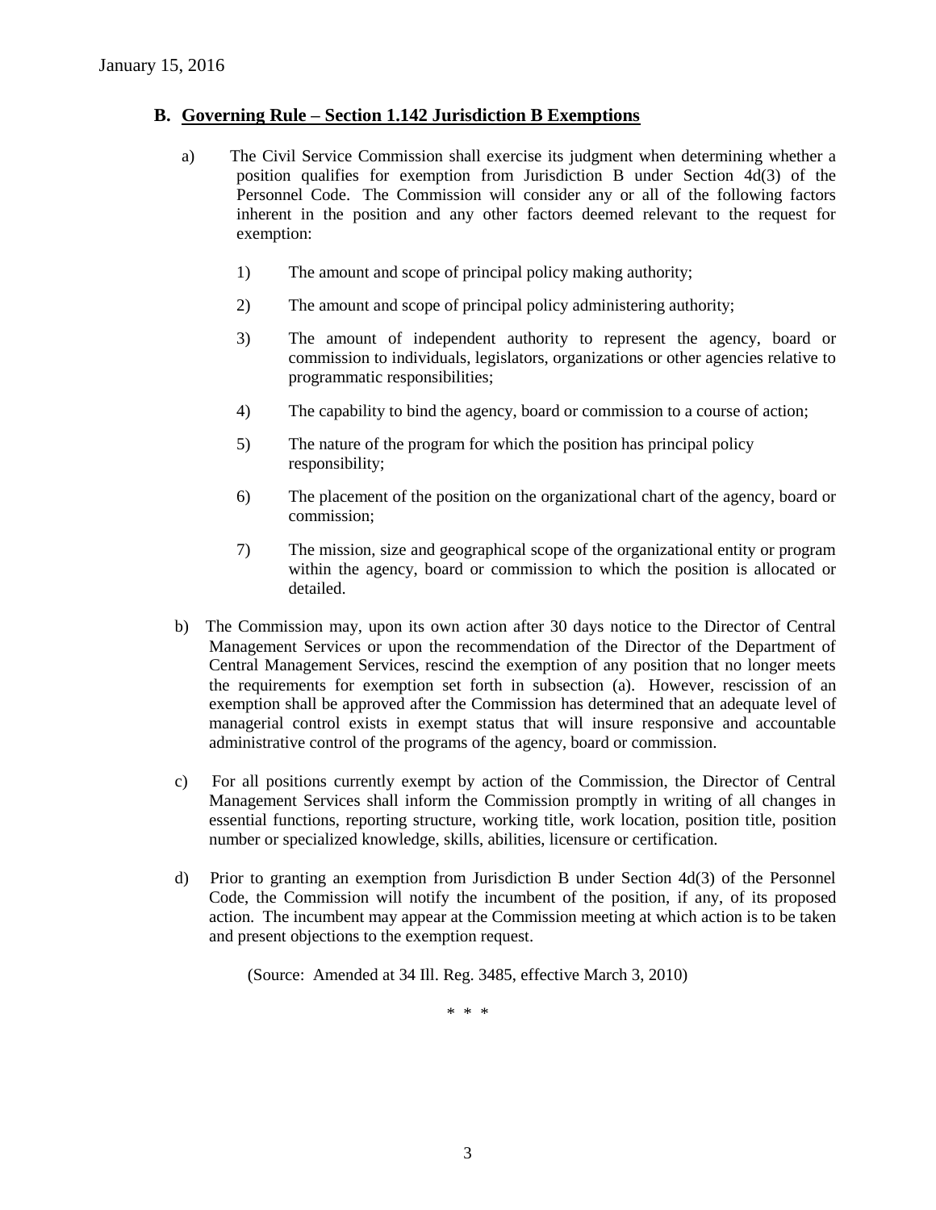## B. Governing Rule – Section 1.142 Jurisdiction B Exemptions

a) The Civil Service Commission shall exercise its judgment when determining whether a position qualifies for exemption from Jurisdiction B under Section 4d(3) of the Personnel Code. The Commission will consider any or all of the following factors inherent in the position and any other factors deemed relevant to the request for exemption:

1) The amount and scope of principal policy making authority;

2) The amount and scope of principal policy administering authority;

3) The amount of independent authority to represent the agency, board or commission to individuals, legislators, organizations or other agencies relative to programmatic responsibilities;

4) The capability to bind the agency, board or commission to a course of action;

5) The nature of the program for which the position has principal policy responsibility;

6) The placement of the position on the organizational chart of the agency, board or commission;

7) The mission, size and geographical scope of the organizational entity or program within the agency, board or commission to which the position is allocated or detailed.

b) The Commission may, upon its own action after 30 days notice to the Director of Central Management Services or upon the recommendation of the Director of the Department of Central Management Services, rescind the exemption of any position that no longer meets the requirements for exemption set forth in subsection (a). However, rescission of an exemption shall be approved after the Commission has determined that an adequate level of managerial control exists in exempt status that will insure responsive and accountable administrative control of the programs of the agency, board or commission.

c) For all positions currently exempt by action of the Commission, the Director of Central Management Services shall inform the Commission promptly in writing of all changes in essential functions, reporting structure, working title, work location, position title, position number or specialized knowledge, skills, abilities, licensure or certification.

d) Prior to granting an exemption from Jurisdiction B under Section 4d(3) of the Personnel Code, the Commission will notify the incumbent of the position, if any, of its proposed action. The incumbent may appear at the Commission meeting at which action is to be taken and present objections to the exemption request.

(Source: Amended at 34 Ill. Reg. 3485, effective March 3, 2010)

\* \* \*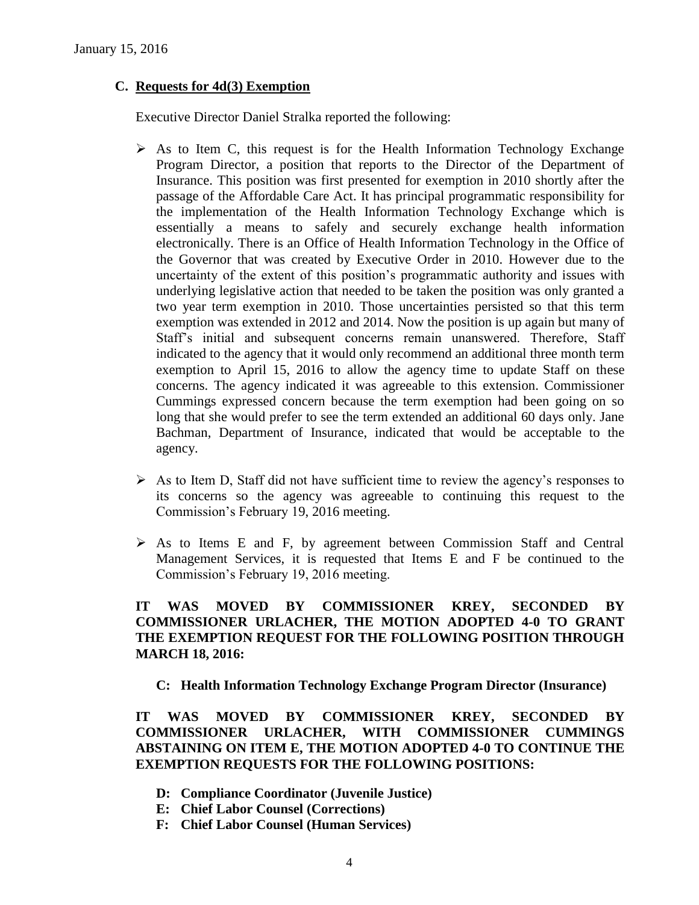### C. Requests for 4d(3) Exemption

Executive Director Daniel Stralka reported the following:

- As to Item C, this request is for the Health Information Technology Exchange Program Director, a position that reports to the Director of the Department of Insurance. This position was first presented for exemption in 2010 shortly after the passage of the Affordable Care Act. It has principal programmatic responsibility for the implementation of the Health Information Technology Exchange which is essentially a means to safely and securely exchange health information electronically. There is an Office of Health Information Technology in the Office of the Governor that was created by Executive Order in 2010. However due to the uncertainty of the extent of this position's programmatic authority and issues with underlying legislative action that needed to be taken the position was only granted a two year term exemption in 2010. Those uncertainties persisted so that this term exemption was extended in 2012 and 2014. Now the position is up again but many of Staff's initial and subsequent concerns remain unanswered. Therefore, Staff indicated to the agency that it would only recommend an additional three month term exemption to April 15, 2016 to allow the agency time to update Staff on these concerns. The agency indicated it was agreeable to this extension. Commissioner Cummings expressed concern because the term exemption had been going on so long that she would prefer to see the term extended an additional 60 days only. Jane Bachman, Department of Insurance, indicated that would be acceptable to the agency.

- As to Item D, Staff did not have sufficient time to review the agency's responses to its concerns so the agency was agreeable to continuing this request to the Commission's February 19, 2016 meeting.

- As to Items E and F, by agreement between Commission Staff and Central Management Services, it is requested that Items E and F be continued to the Commission's February 19, 2016 meeting.

**IT WAS MOVED BY COMMISSIONER KREY, SECONDED BY COMMISSIONER URLACHER, THE MOTION ADOPTED 4-0 TO GRANT THE EXEMPTION REQUEST FOR THE FOLLOWING POSITION THROUGH MARCH 18, 2016:**

**C: Health Information Technology Exchange Program Director (Insurance)**

**IT WAS MOVED BY COMMISSIONER KREY, SECONDED BY COMMISSIONER URLACHER, WITH COMMISSIONER CUMMINGS ABSTAINING ON ITEM E, THE MOTION ADOPTED 4-0 TO CONTINUE THE EXEMPTION REQUESTS FOR THE FOLLOWING POSITIONS:**

- **D: Compliance Coordinator (Juvenile Justice)**
- **E: Chief Labor Counsel (Corrections)**
- **F: Chief Labor Counsel (Human Services)**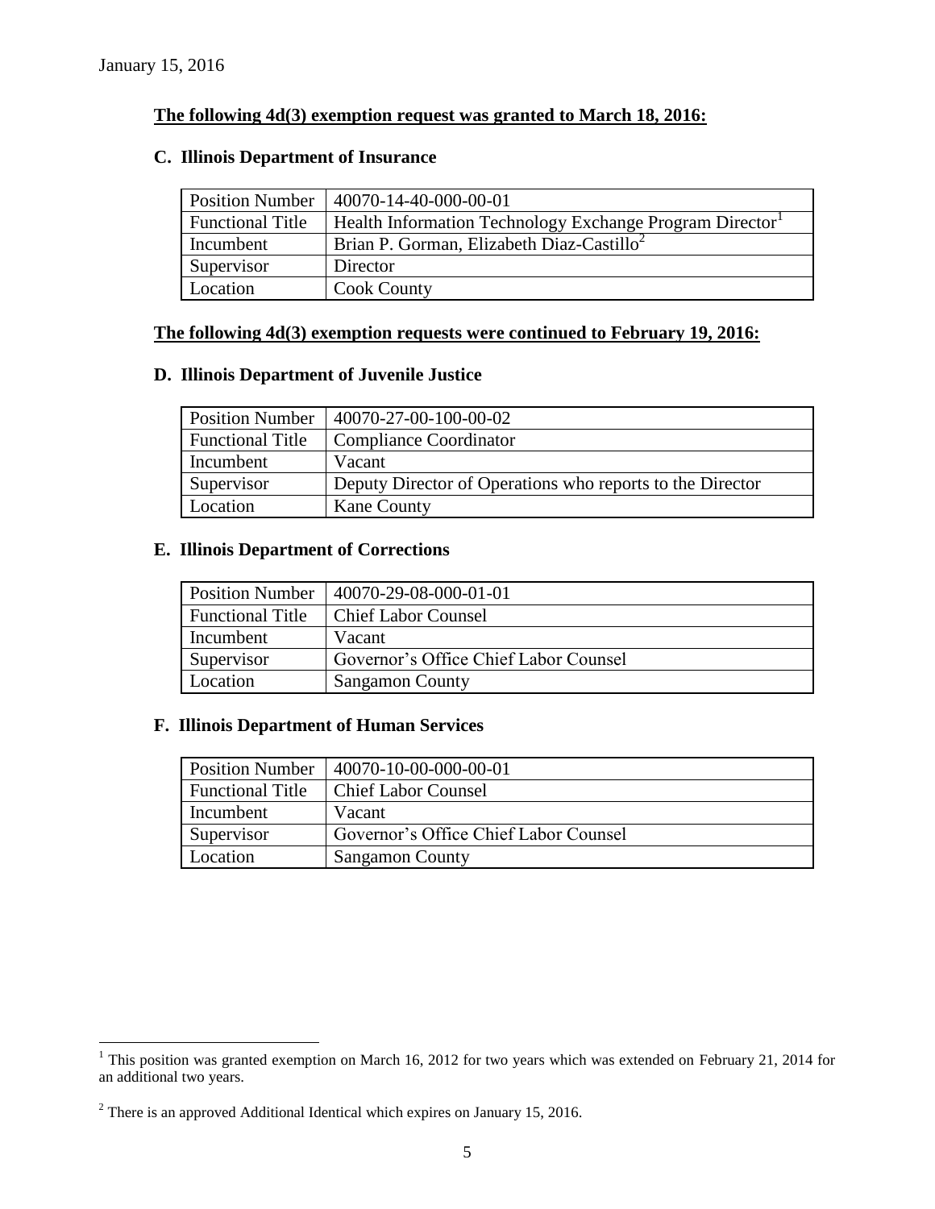January 15, 2016

**The following 4d(3) exemption request was granted to March 18, 2016:**

### C. Illinois Department of Insurance

| Position Number | 40070-14-40-000-00-01 |
|---|---|
| Functional Title | Health Information Technology Exchange Program Director[1] |
| Incumbent | Brian P. Gorman, Elizabeth Diaz-Castillo[2] |
| Supervisor | Director |
| Location | Cook County |

**The following 4d(3) exemption requests were continued to February 19, 2016:**

### D. Illinois Department of Juvenile Justice

| Position Number | 40070-27-00-100-00-02 |
|---|---|
| Functional Title | Compliance Coordinator |
| Incumbent | Vacant |
| Supervisor | Deputy Director of Operations who reports to the Director |
| Location | Kane County |

### E. Illinois Department of Corrections

| Position Number | 40070-29-08-000-01-01 |
|---|---|
| Functional Title | Chief Labor Counsel |
| Incumbent | Vacant |
| Supervisor | Governor's Office Chief Labor Counsel |
| Location | Sangamon County |

### F. Illinois Department of Human Services

| Position Number | 40070-10-00-000-00-01 |
|---|---|
| Functional Title | Chief Labor Counsel |
| Incumbent | Vacant |
| Supervisor | Governor's Office Chief Labor Counsel |
| Location | Sangamon County |

---

[1] This position was granted exemption on March 16, 2012 for two years which was extended on February 21, 2014 for an additional two years.

[2] There is an approved Additional Identical which expires on January 15, 2016.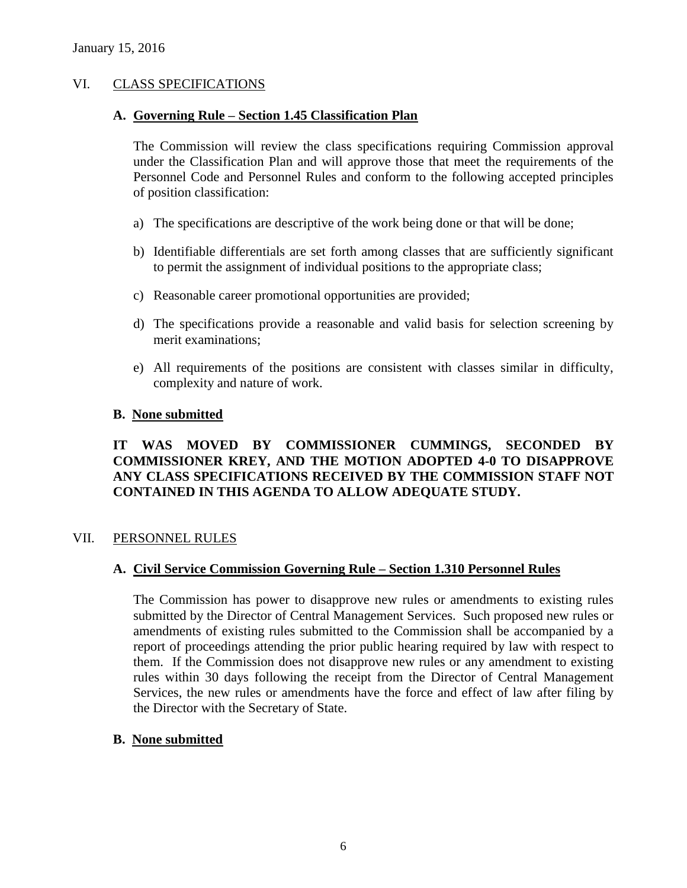## VI. CLASS SPECIFICATIONS

### A. Governing Rule – Section 1.45 Classification Plan

The Commission will review the class specifications requiring Commission approval under the Classification Plan and will approve those that meet the requirements of the Personnel Code and Personnel Rules and conform to the following accepted principles of position classification:

a) The specifications are descriptive of the work being done or that will be done;

b) Identifiable differentials are set forth among classes that are sufficiently significant to permit the assignment of individual positions to the appropriate class;

c) Reasonable career promotional opportunities are provided;

d) The specifications provide a reasonable and valid basis for selection screening by merit examinations;

e) All requirements of the positions are consistent with classes similar in difficulty, complexity and nature of work.

### B. None submitted

**IT WAS MOVED BY COMMISSIONER CUMMINGS, SECONDED BY COMMISSIONER KREY, AND THE MOTION ADOPTED 4-0 TO DISAPPROVE ANY CLASS SPECIFICATIONS RECEIVED BY THE COMMISSION STAFF NOT CONTAINED IN THIS AGENDA TO ALLOW ADEQUATE STUDY.**

## VII. PERSONNEL RULES

### A. Civil Service Commission Governing Rule – Section 1.310 Personnel Rules

The Commission has power to disapprove new rules or amendments to existing rules submitted by the Director of Central Management Services. Such proposed new rules or amendments of existing rules submitted to the Commission shall be accompanied by a report of proceedings attending the prior public hearing required by law with respect to them. If the Commission does not disapprove new rules or any amendment to existing rules within 30 days following the receipt from the Director of Central Management Services, the new rules or amendments have the force and effect of law after filing by the Director with the Secretary of State.

### B. None submitted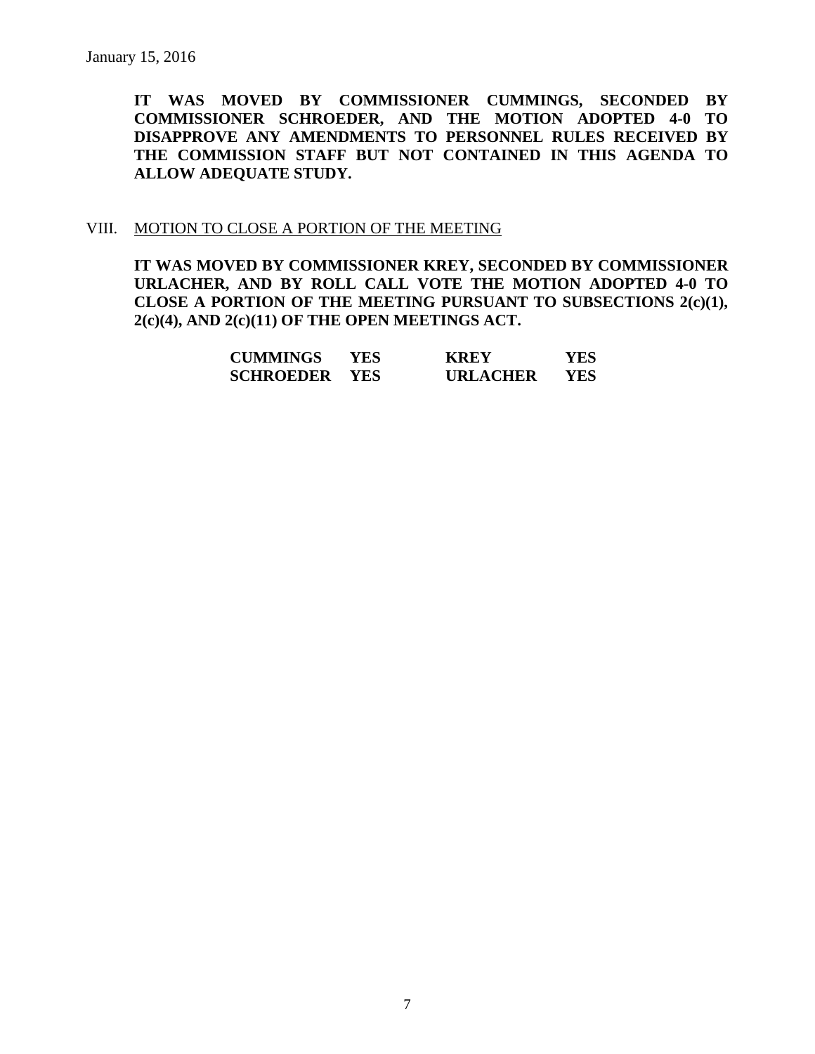January 15, 2016

**IT WAS MOVED BY COMMISSIONER CUMMINGS, SECONDED BY COMMISSIONER SCHROEDER, AND THE MOTION ADOPTED 4-0 TO DISAPPROVE ANY AMENDMENTS TO PERSONNEL RULES RECEIVED BY THE COMMISSION STAFF BUT NOT CONTAINED IN THIS AGENDA TO ALLOW ADEQUATE STUDY.**

VIII. MOTION TO CLOSE A PORTION OF THE MEETING

**IT WAS MOVED BY COMMISSIONER KREY, SECONDED BY COMMISSIONER URLACHER, AND BY ROLL CALL VOTE THE MOTION ADOPTED 4-0 TO CLOSE A PORTION OF THE MEETING PURSUANT TO SUBSECTIONS 2(c)(1), 2(c)(4), AND 2(c)(11) OF THE OPEN MEETINGS ACT.**

| | | | |
|---|---|---|---|
| **CUMMINGS** | **YES** | **KREY** | **YES** |
| **SCHROEDER** | **YES** | **URLACHER** | **YES** |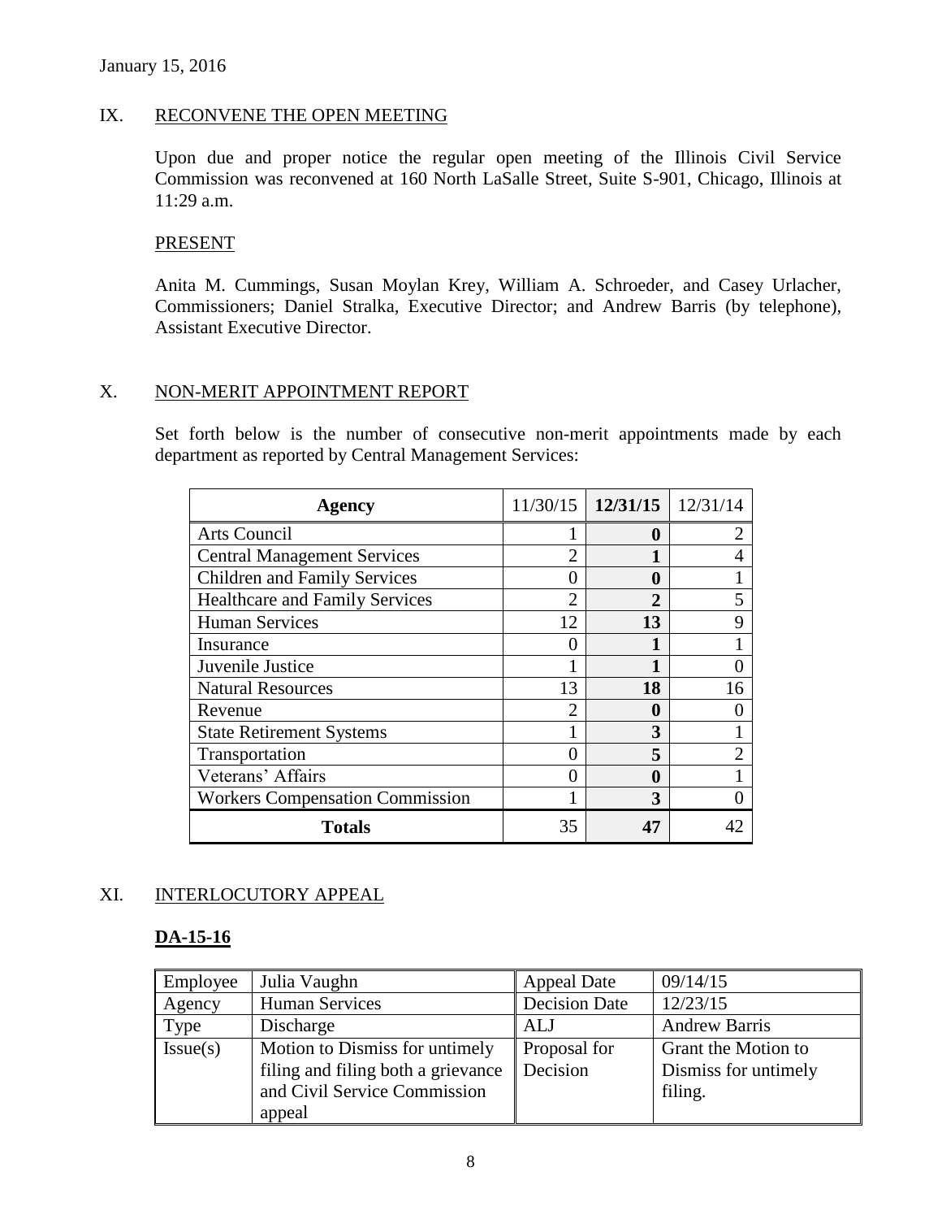January 15, 2016

## IX. RECONVENE THE OPEN MEETING

Upon due and proper notice the regular open meeting of the Illinois Civil Service Commission was reconvened at 160 North LaSalle Street, Suite S-901, Chicago, Illinois at 11:29 a.m.

### PRESENT

Anita M. Cummings, Susan Moylan Krey, William A. Schroeder, and Casey Urlacher, Commissioners; Daniel Stralka, Executive Director; and Andrew Barris (by telephone), Assistant Executive Director.

## X. NON-MERIT APPOINTMENT REPORT

Set forth below is the number of consecutive non-merit appointments made by each department as reported by Central Management Services:

| Agency | 11/30/15 | **12/31/15** | 12/31/14 |
|---|---|---|---|
| Arts Council | 1 | **0** | 2 |
| Central Management Services | 2 | **1** | 4 |
| Children and Family Services | 0 | **0** | 1 |
| Healthcare and Family Services | 2 | **2** | 5 |
| Human Services | 12 | **13** | 9 |
| Insurance | 0 | **1** | 1 |
| Juvenile Justice | 1 | **1** | 0 |
| Natural Resources | 13 | **18** | 16 |
| Revenue | 2 | **0** | 0 |
| State Retirement Systems | 1 | **3** | 1 |
| Transportation | 0 | **5** | 2 |
| Veterans' Affairs | 0 | **0** | 1 |
| Workers Compensation Commission | 1 | **3** | 0 |
| **Totals** | 35 | **47** | 42 |

## XI. INTERLOCUTORY APPEAL

### DA-15-16

| Employee | Julia Vaughn | Appeal Date | 09/14/15 |
|---|---|---|---|
| Agency | Human Services | Decision Date | 12/23/15 |
| Type | Discharge | ALJ | Andrew Barris |
| Issue(s) | Motion to Dismiss for untimely filing and filing both a grievance and Civil Service Commission appeal | Proposal for Decision | Grant the Motion to Dismiss for untimely filing. |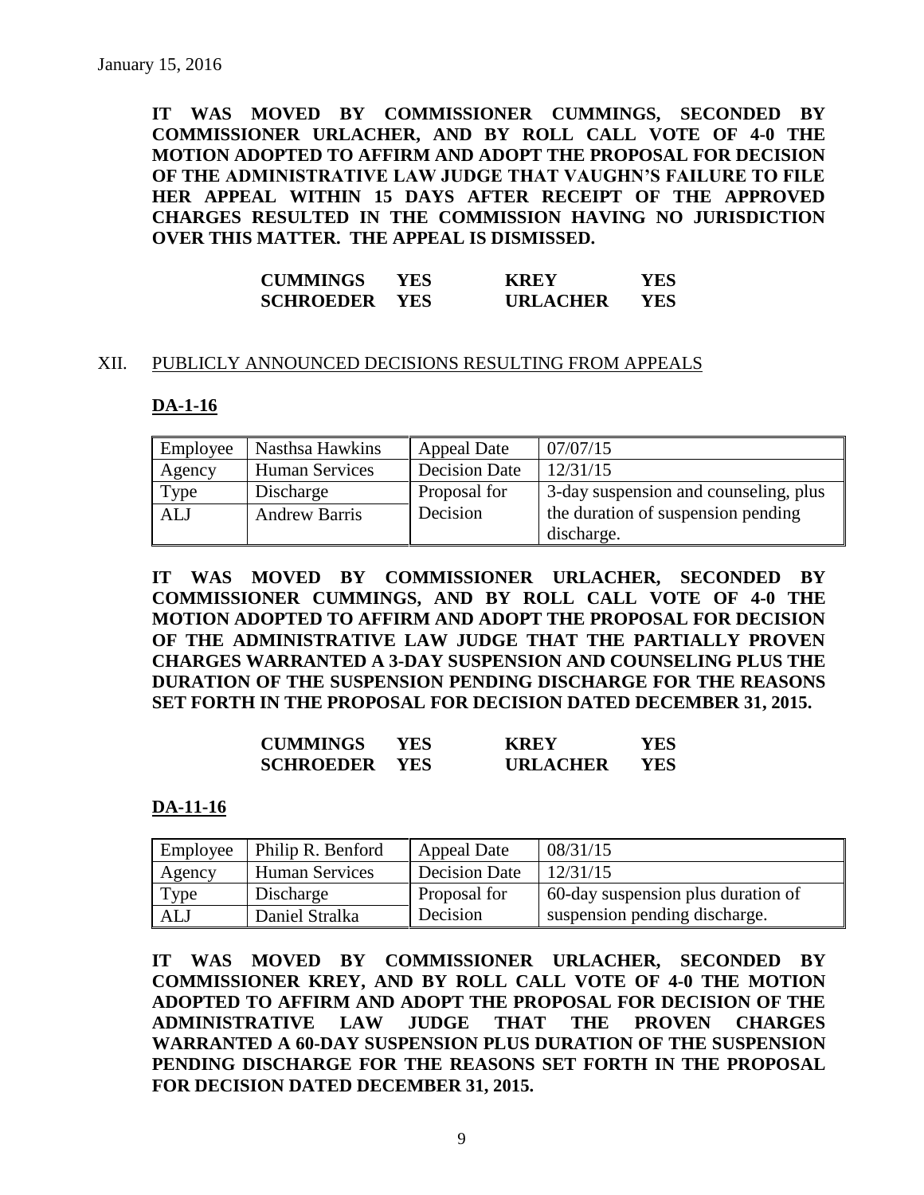**IT WAS MOVED BY COMMISSIONER CUMMINGS, SECONDED BY COMMISSIONER URLACHER, AND BY ROLL CALL VOTE OF 4-0 THE MOTION ADOPTED TO AFFIRM AND ADOPT THE PROPOSAL FOR DECISION OF THE ADMINISTRATIVE LAW JUDGE THAT VAUGHN'S FAILURE TO FILE HER APPEAL WITHIN 15 DAYS AFTER RECEIPT OF THE APPROVED CHARGES RESULTED IN THE COMMISSION HAVING NO JURISDICTION OVER THIS MATTER. THE APPEAL IS DISMISSED.**

| | | | |
|---|---|---|---|
| **CUMMINGS** | **YES** | **KREY** | **YES** |
| **SCHROEDER** | **YES** | **URLACHER** | **YES** |

## XII. PUBLICLY ANNOUNCED DECISIONS RESULTING FROM APPEALS

### DA-1-16

| | | | |
|---|---|---|---|
| Employee | Nasthsa Hawkins | Appeal Date | 07/07/15 |
| Agency | Human Services | Decision Date | 12/31/15 |
| Type | Discharge | Proposal for Decision | 3-day suspension and counseling, plus the duration of suspension pending discharge. |
| ALJ | Andrew Barris | | |

**IT WAS MOVED BY COMMISSIONER URLACHER, SECONDED BY COMMISSIONER CUMMINGS, AND BY ROLL CALL VOTE OF 4-0 THE MOTION ADOPTED TO AFFIRM AND ADOPT THE PROPOSAL FOR DECISION OF THE ADMINISTRATIVE LAW JUDGE THAT THE PARTIALLY PROVEN CHARGES WARRANTED A 3-DAY SUSPENSION AND COUNSELING PLUS THE DURATION OF THE SUSPENSION PENDING DISCHARGE FOR THE REASONS SET FORTH IN THE PROPOSAL FOR DECISION DATED DECEMBER 31, 2015.**

| | | | |
|---|---|---|---|
| **CUMMINGS** | **YES** | **KREY** | **YES** |
| **SCHROEDER** | **YES** | **URLACHER** | **YES** |

### DA-11-16

| | | | |
|---|---|---|---|
| Employee | Philip R. Benford | Appeal Date | 08/31/15 |
| Agency | Human Services | Decision Date | 12/31/15 |
| Type | Discharge | Proposal for Decision | 60-day suspension plus duration of suspension pending discharge. |
| ALJ | Daniel Stralka | | |

**IT WAS MOVED BY COMMISSIONER URLACHER, SECONDED BY COMMISSIONER KREY, AND BY ROLL CALL VOTE OF 4-0 THE MOTION ADOPTED TO AFFIRM AND ADOPT THE PROPOSAL FOR DECISION OF THE ADMINISTRATIVE LAW JUDGE THAT THE PROVEN CHARGES WARRANTED A 60-DAY SUSPENSION PLUS DURATION OF THE SUSPENSION PENDING DISCHARGE FOR THE REASONS SET FORTH IN THE PROPOSAL FOR DECISION DATED DECEMBER 31, 2015.**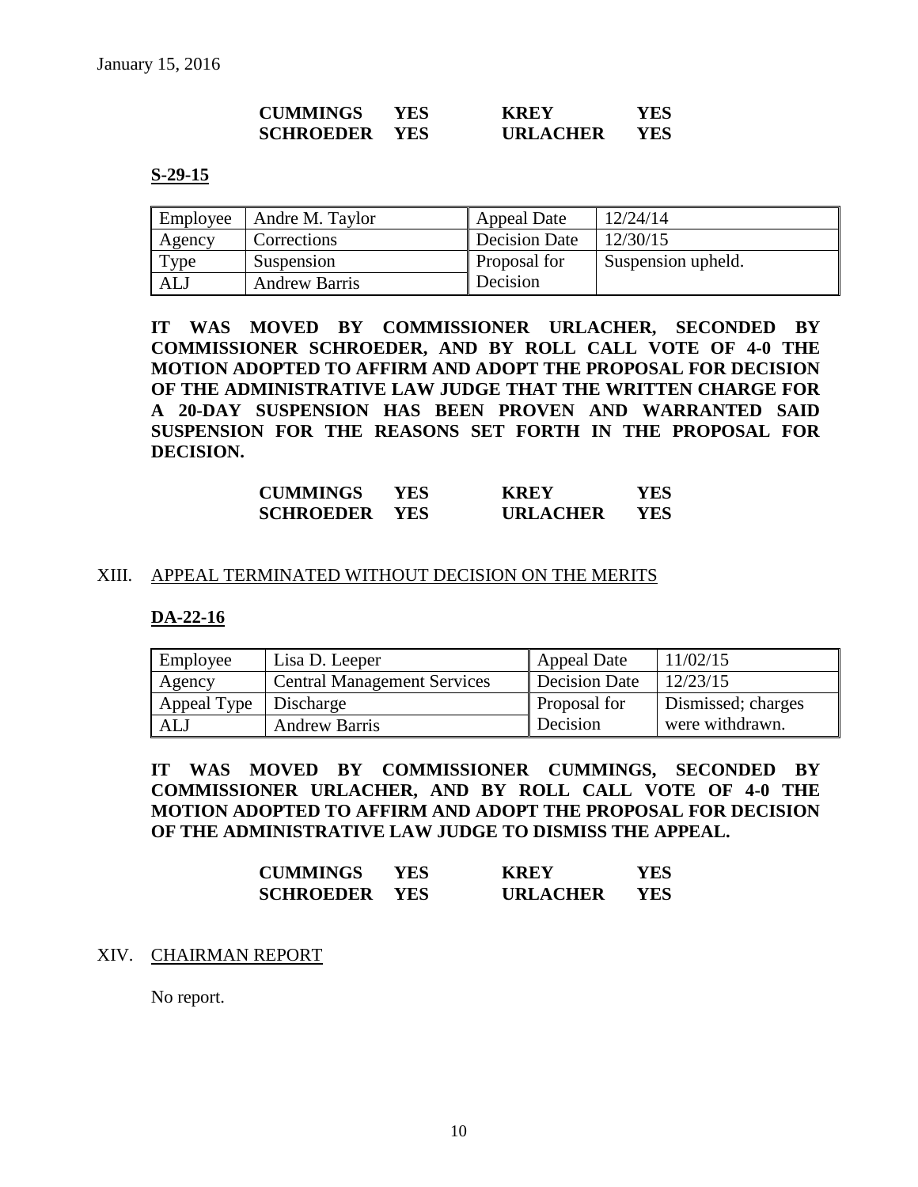| CUMMINGS | YES | KREY | YES |
|---|---|---|---|
| SCHROEDER | YES | URLACHER | YES |

**S-29-15**

| Employee | Andre M. Taylor | Appeal Date | 12/24/14 |
|---|---|---|---|
| Agency | Corrections | Decision Date | 12/30/15 |
| Type | Suspension | Proposal for Decision | Suspension upheld. |
| ALJ | Andrew Barris | | |

**IT WAS MOVED BY COMMISSIONER URLACHER, SECONDED BY COMMISSIONER SCHROEDER, AND BY ROLL CALL VOTE OF 4-0 THE MOTION ADOPTED TO AFFIRM AND ADOPT THE PROPOSAL FOR DECISION OF THE ADMINISTRATIVE LAW JUDGE THAT THE WRITTEN CHARGE FOR A 20-DAY SUSPENSION HAS BEEN PROVEN AND WARRANTED SAID SUSPENSION FOR THE REASONS SET FORTH IN THE PROPOSAL FOR DECISION.**

| CUMMINGS | YES | KREY | YES |
|---|---|---|---|
| SCHROEDER | YES | URLACHER | YES |

## XIII. APPEAL TERMINATED WITHOUT DECISION ON THE MERITS

**DA-22-16**

| Employee | Lisa D. Leeper | Appeal Date | 11/02/15 |
|---|---|---|---|
| Agency | Central Management Services | Decision Date | 12/23/15 |
| Appeal Type | Discharge | Proposal for Decision | Dismissed; charges were withdrawn. |
| ALJ | Andrew Barris | | |

**IT WAS MOVED BY COMMISSIONER CUMMINGS, SECONDED BY COMMISSIONER URLACHER, AND BY ROLL CALL VOTE OF 4-0 THE MOTION ADOPTED TO AFFIRM AND ADOPT THE PROPOSAL FOR DECISION OF THE ADMINISTRATIVE LAW JUDGE TO DISMISS THE APPEAL.**

| CUMMINGS | YES | KREY | YES |
|---|---|---|---|
| SCHROEDER | YES | URLACHER | YES |

## XIV. CHAIRMAN REPORT

No report.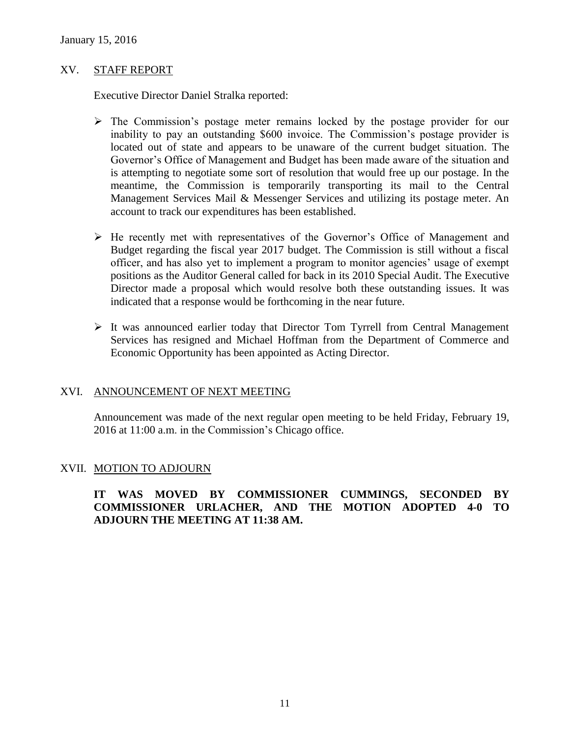## XV. STAFF REPORT

Executive Director Daniel Stralka reported:

- The Commission's postage meter remains locked by the postage provider for our inability to pay an outstanding $600 invoice. The Commission's postage provider is located out of state and appears to be unaware of the current budget situation. The Governor's Office of Management and Budget has been made aware of the situation and is attempting to negotiate some sort of resolution that would free up our postage. In the meantime, the Commission is temporarily transporting its mail to the Central Management Services Mail & Messenger Services and utilizing its postage meter. An account to track our expenditures has been established.

- He recently met with representatives of the Governor's Office of Management and Budget regarding the fiscal year 2017 budget. The Commission is still without a fiscal officer, and has also yet to implement a program to monitor agencies' usage of exempt positions as the Auditor General called for back in its 2010 Special Audit. The Executive Director made a proposal which would resolve both these outstanding issues. It was indicated that a response would be forthcoming in the near future.

- It was announced earlier today that Director Tom Tyrrell from Central Management Services has resigned and Michael Hoffman from the Department of Commerce and Economic Opportunity has been appointed as Acting Director.

## XVI. ANNOUNCEMENT OF NEXT MEETING

Announcement was made of the next regular open meeting to be held Friday, February 19, 2016 at 11:00 a.m. in the Commission's Chicago office.

## XVII. MOTION TO ADJOURN

**IT WAS MOVED BY COMMISSIONER CUMMINGS, SECONDED BY COMMISSIONER URLACHER, AND THE MOTION ADOPTED 4-0 TO ADJOURN THE MEETING AT 11:38 AM.**